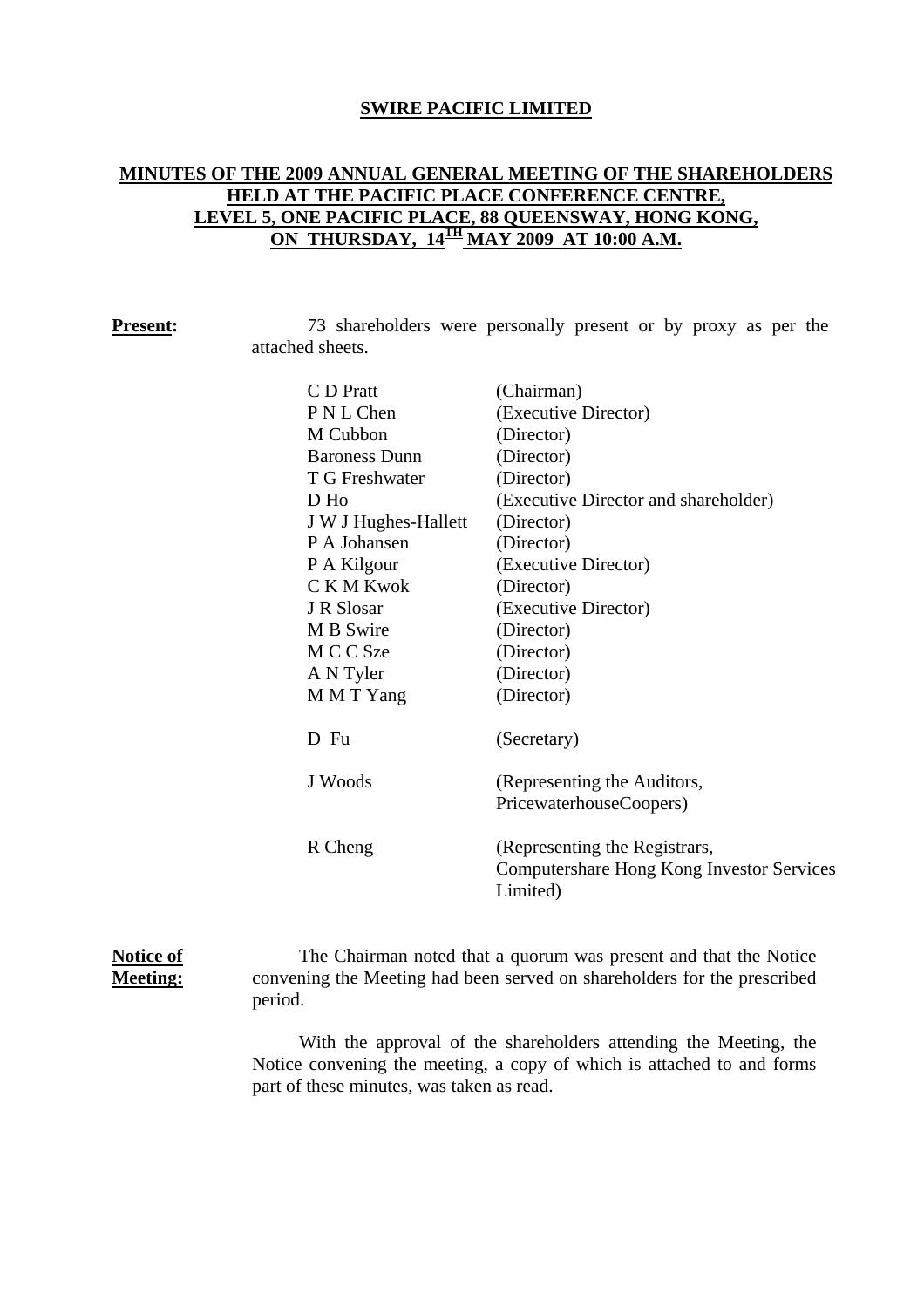**SWIRE PACIFIC LIMITED**

**MINUTES OF THE 2009 ANNUAL GENERAL MEETING OF THE SHAREHOLDERS HELD AT THE PACIFIC PLACE CONFERENCE CENTRE, LEVEL 5, ONE PACIFIC PLACE, 88 QUEENSWAY, HONG KONG, ON THURSDAY, 14TH MAY 2009 AT 10:00 A.M.**

**Present:** 73 shareholders were personally present or by proxy as per the attached sheets.

| | |
|---|---|
| C D Pratt | (Chairman) |
| P N L Chen | (Executive Director) |
| M Cubbon | (Director) |
| Baroness Dunn | (Director) |
| T G Freshwater | (Director) |
| D Ho | (Executive Director and shareholder) |
| J W J Hughes-Hallett | (Director) |
| P A Johansen | (Director) |
| P A Kilgour | (Executive Director) |
| C K M Kwok | (Director) |
| J R Slosar | (Executive Director) |
| M B Swire | (Director) |
| M C C Sze | (Director) |
| A N Tyler | (Director) |
| M M T Yang | (Director) |
| D Fu | (Secretary) |
| J Woods | (Representing the Auditors, PricewaterhouseCoopers) |
| R Cheng | (Representing the Registrars, Computershare Hong Kong Investor Services Limited) |

**Notice of Meeting:**

The Chairman noted that a quorum was present and that the Notice convening the Meeting had been served on shareholders for the prescribed period.

With the approval of the shareholders attending the Meeting, the Notice convening the meeting, a copy of which is attached to and forms part of these minutes, was taken as read.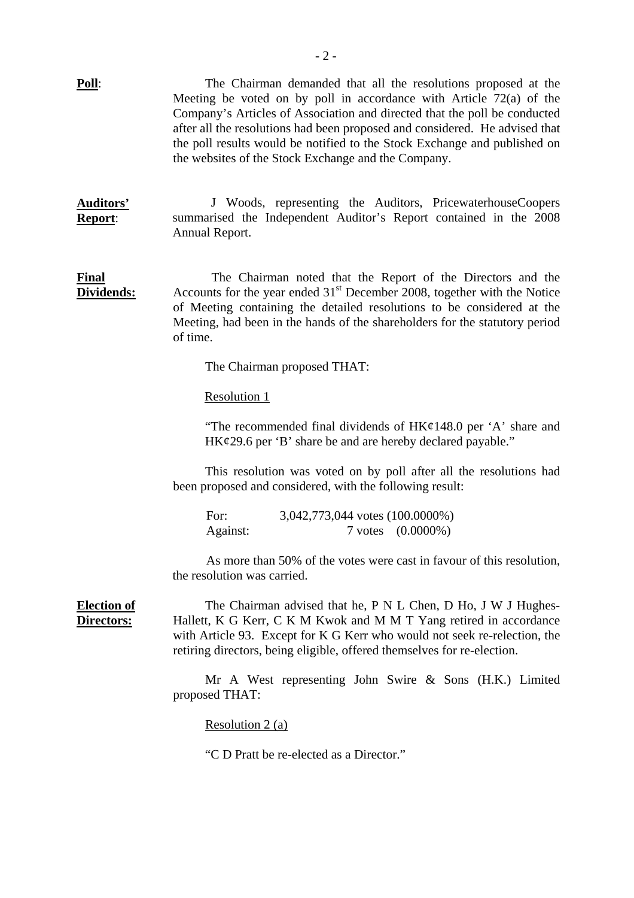**Poll**: The Chairman demanded that all the resolutions proposed at the Meeting be voted on by poll in accordance with Article 72(a) of the Company's Articles of Association and directed that the poll be conducted after all the resolutions had been proposed and considered. He advised that the poll results would be notified to the Stock Exchange and published on the websites of the Stock Exchange and the Company.

**Auditors' Report**: J Woods, representing the Auditors, PricewaterhouseCoopers summarised the Independent Auditor's Report contained in the 2008 Annual Report.

**Final Dividends:** The Chairman noted that the Report of the Directors and the Accounts for the year ended 31st December 2008, together with the Notice of Meeting containing the detailed resolutions to be considered at the Meeting, had been in the hands of the shareholders for the statutory period of time.

The Chairman proposed THAT:

Resolution 1

"The recommended final dividends of HK¢148.0 per 'A' share and HK¢29.6 per 'B' share be and are hereby declared payable."

This resolution was voted on by poll after all the resolutions had been proposed and considered, with the following result:

| | |
|---|---|
| For: | 3,042,773,044 votes (100.0000%) |
| Against: | 7 votes (0.0000%) |

As more than 50% of the votes were cast in favour of this resolution, the resolution was carried.

**Election of Directors:** The Chairman advised that he, P N L Chen, D Ho, J W J Hughes-Hallett, K G Kerr, C K M Kwok and M M T Yang retired in accordance with Article 93. Except for K G Kerr who would not seek re-relection, the retiring directors, being eligible, offered themselves for re-election.

Mr A West representing John Swire & Sons (H.K.) Limited proposed THAT:

Resolution 2 (a)

"C D Pratt be re-elected as a Director."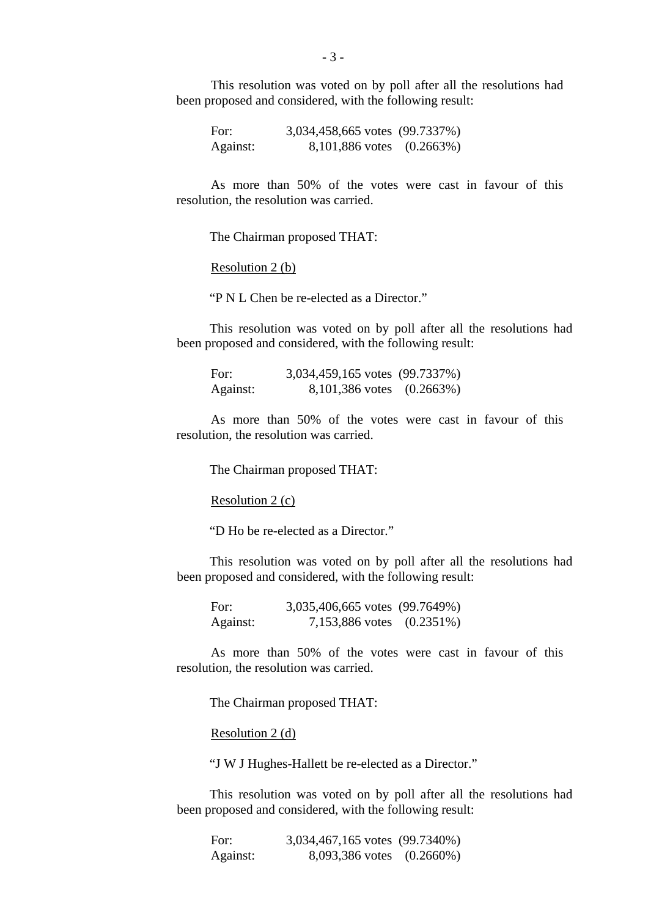This resolution was voted on by poll after all the resolutions had been proposed and considered, with the following result:

| | | |
|---|---|---|
| For: | 3,034,458,665 votes | (99.7337%) |
| Against: | 8,101,886 votes | (0.2663%) |

As more than 50% of the votes were cast in favour of this resolution, the resolution was carried.

The Chairman proposed THAT:

Resolution 2 (b)

"P N L Chen be re-elected as a Director."

This resolution was voted on by poll after all the resolutions had been proposed and considered, with the following result:

| | | |
|---|---|---|
| For: | 3,034,459,165 votes | (99.7337%) |
| Against: | 8,101,386 votes | (0.2663%) |

As more than 50% of the votes were cast in favour of this resolution, the resolution was carried.

The Chairman proposed THAT:

Resolution 2 (c)

"D Ho be re-elected as a Director."

This resolution was voted on by poll after all the resolutions had been proposed and considered, with the following result:

| | | |
|---|---|---|
| For: | 3,035,406,665 votes | (99.7649%) |
| Against: | 7,153,886 votes | (0.2351%) |

As more than 50% of the votes were cast in favour of this resolution, the resolution was carried.

The Chairman proposed THAT:

Resolution 2 (d)

"J W J Hughes-Hallett be re-elected as a Director."

This resolution was voted on by poll after all the resolutions had been proposed and considered, with the following result:

| | | |
|---|---|---|
| For: | 3,034,467,165 votes | (99.7340%) |
| Against: | 8,093,386 votes | (0.2660%) |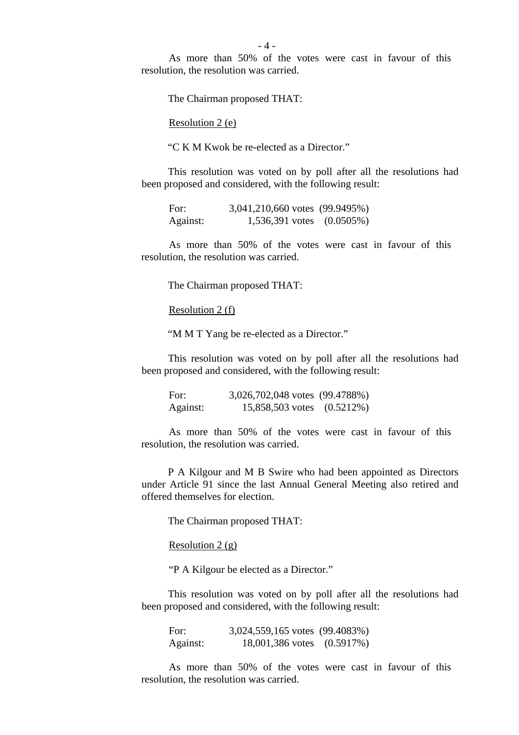As more than 50% of the votes were cast in favour of this resolution, the resolution was carried.

The Chairman proposed THAT:

Resolution 2 (e)

"C K M Kwok be re-elected as a Director."

This resolution was voted on by poll after all the resolutions had been proposed and considered, with the following result:

| | | |
|---|---|---|
| For: | 3,041,210,660 votes | (99.9495%) |
| Against: | 1,536,391 votes | (0.0505%) |

As more than 50% of the votes were cast in favour of this resolution, the resolution was carried.

The Chairman proposed THAT:

Resolution 2 (f)

"M M T Yang be re-elected as a Director."

This resolution was voted on by poll after all the resolutions had been proposed and considered, with the following result:

| | | |
|---|---|---|
| For: | 3,026,702,048 votes | (99.4788%) |
| Against: | 15,858,503 votes | (0.5212%) |

As more than 50% of the votes were cast in favour of this resolution, the resolution was carried.

P A Kilgour and M B Swire who had been appointed as Directors under Article 91 since the last Annual General Meeting also retired and offered themselves for election.

The Chairman proposed THAT:

Resolution 2 (g)

"P A Kilgour be elected as a Director."

This resolution was voted on by poll after all the resolutions had been proposed and considered, with the following result:

| | | |
|---|---|---|
| For: | 3,024,559,165 votes | (99.4083%) |
| Against: | 18,001,386 votes | (0.5917%) |

As more than 50% of the votes were cast in favour of this resolution, the resolution was carried.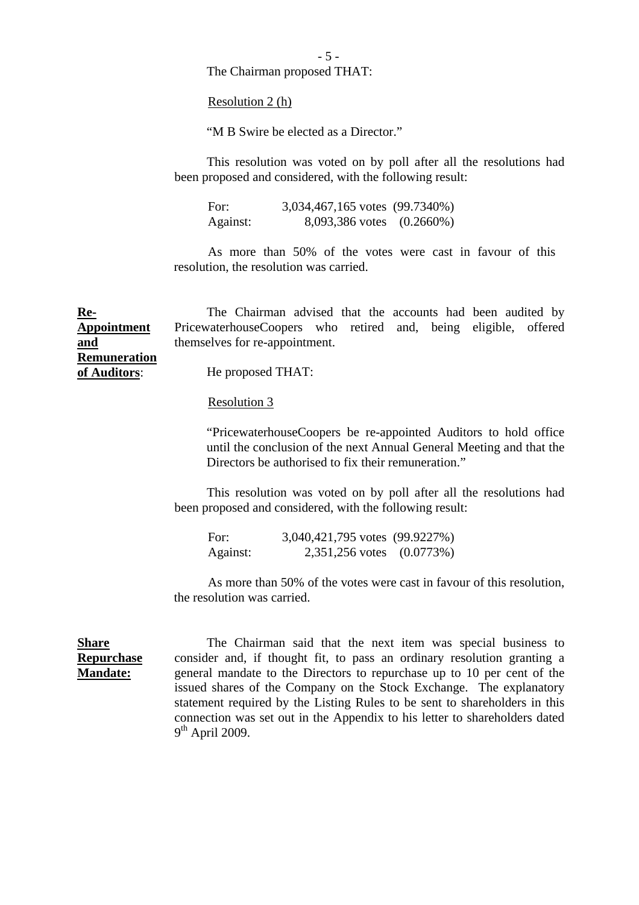The Chairman proposed THAT:

Resolution 2 (h)

"M B Swire be elected as a Director."

This resolution was voted on by poll after all the resolutions had been proposed and considered, with the following result:

For: 3,034,467,165 votes (99.7340%)
Against: 8,093,386 votes (0.2660%)

As more than 50% of the votes were cast in favour of this resolution, the resolution was carried.

**Re-Appointment and Remuneration of Auditors**:

The Chairman advised that the accounts had been audited by PricewaterhouseCoopers who retired and, being eligible, offered themselves for re-appointment.

He proposed THAT:

Resolution 3

"PricewaterhouseCoopers be re-appointed Auditors to hold office until the conclusion of the next Annual General Meeting and that the Directors be authorised to fix their remuneration."

This resolution was voted on by poll after all the resolutions had been proposed and considered, with the following result:

For: 3,040,421,795 votes (99.9227%)
Against: 2,351,256 votes (0.0773%)

As more than 50% of the votes were cast in favour of this resolution, the resolution was carried.

**Share Repurchase Mandate:**

The Chairman said that the next item was special business to consider and, if thought fit, to pass an ordinary resolution granting a general mandate to the Directors to repurchase up to 10 per cent of the issued shares of the Company on the Stock Exchange. The explanatory statement required by the Listing Rules to be sent to shareholders in this connection was set out in the Appendix to his letter to shareholders dated 9th April 2009.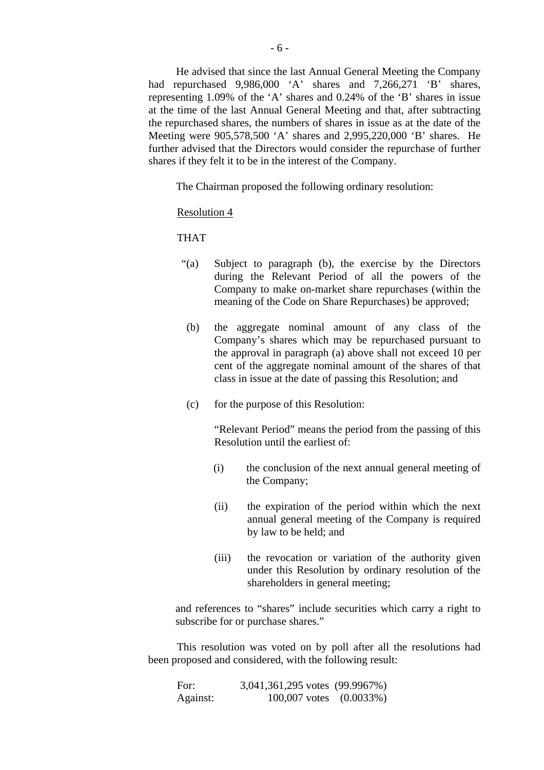He advised that since the last Annual General Meeting the Company had repurchased 9,986,000 'A' shares and 7,266,271 'B' shares, representing 1.09% of the 'A' shares and 0.24% of the 'B' shares in issue at the time of the last Annual General Meeting and that, after subtracting the repurchased shares, the numbers of shares in issue as at the date of the Meeting were 905,578,500 'A' shares and 2,995,220,000 'B' shares. He further advised that the Directors would consider the repurchase of further shares if they felt it to be in the interest of the Company.

The Chairman proposed the following ordinary resolution:

Resolution 4

THAT

"(a) Subject to paragraph (b), the exercise by the Directors during the Relevant Period of all the powers of the Company to make on-market share repurchases (within the meaning of the Code on Share Repurchases) be approved;

(b) the aggregate nominal amount of any class of the Company's shares which may be repurchased pursuant to the approval in paragraph (a) above shall not exceed 10 per cent of the aggregate nominal amount of the shares of that class in issue at the date of passing this Resolution; and

(c) for the purpose of this Resolution:

"Relevant Period" means the period from the passing of this Resolution until the earliest of:

(i) the conclusion of the next annual general meeting of the Company;

(ii) the expiration of the period within which the next annual general meeting of the Company is required by law to be held; and

(iii) the revocation or variation of the authority given under this Resolution by ordinary resolution of the shareholders in general meeting;

and references to "shares" include securities which carry a right to subscribe for or purchase shares."

This resolution was voted on by poll after all the resolutions had been proposed and considered, with the following result:

| | | |
|---|---|---|
| For: | 3,041,361,295 votes | (99.9967%) |
| Against: | 100,007 votes | (0.0033%) |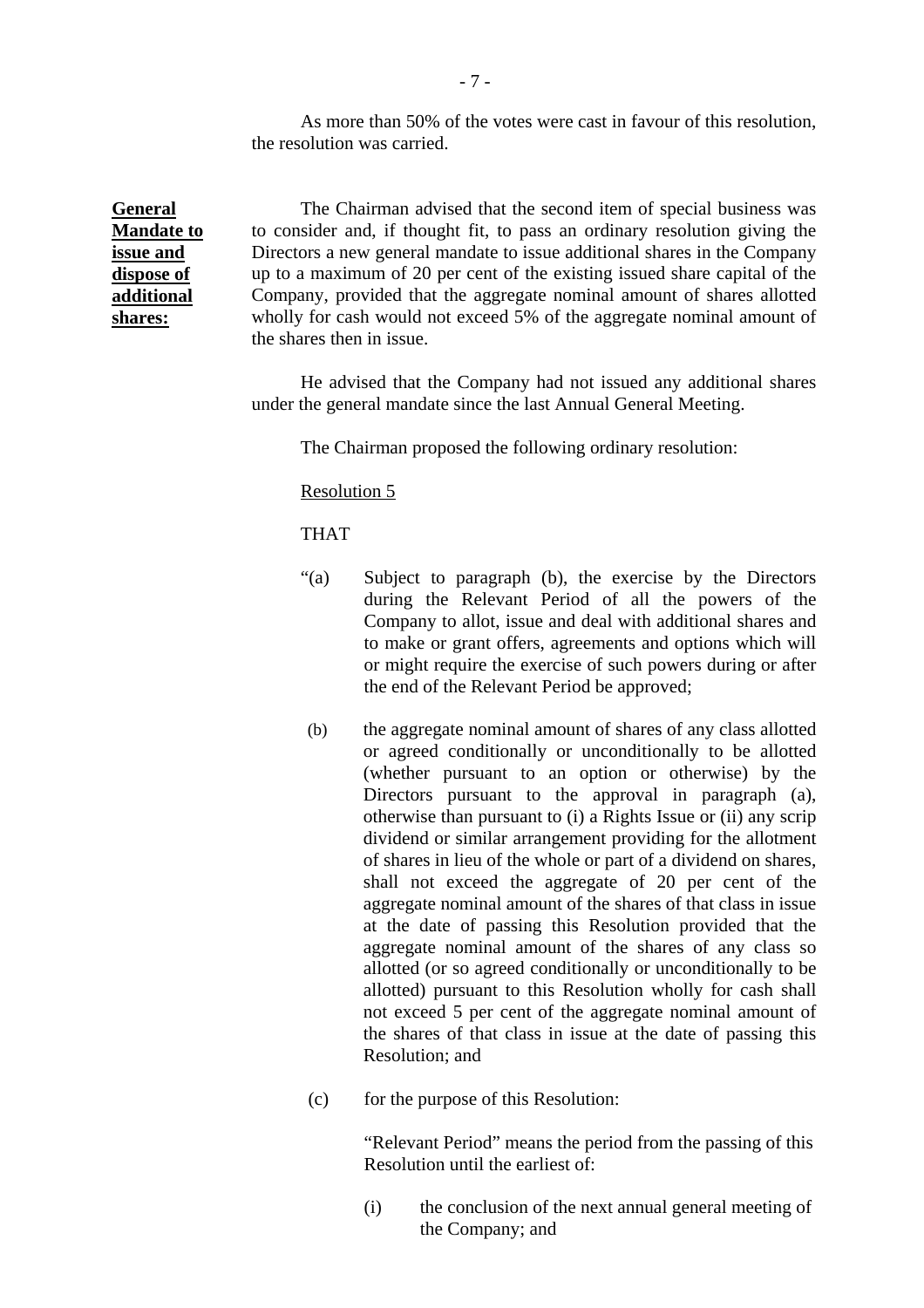As more than 50% of the votes were cast in favour of this resolution, the resolution was carried.

**General Mandate to issue and dispose of additional shares:**

The Chairman advised that the second item of special business was to consider and, if thought fit, to pass an ordinary resolution giving the Directors a new general mandate to issue additional shares in the Company up to a maximum of 20 per cent of the existing issued share capital of the Company, provided that the aggregate nominal amount of shares allotted wholly for cash would not exceed 5% of the aggregate nominal amount of the shares then in issue.

He advised that the Company had not issued any additional shares under the general mandate since the last Annual General Meeting.

The Chairman proposed the following ordinary resolution:

Resolution 5

THAT

"(a) Subject to paragraph (b), the exercise by the Directors during the Relevant Period of all the powers of the Company to allot, issue and deal with additional shares and to make or grant offers, agreements and options which will or might require the exercise of such powers during or after the end of the Relevant Period be approved;

(b) the aggregate nominal amount of shares of any class allotted or agreed conditionally or unconditionally to be allotted (whether pursuant to an option or otherwise) by the Directors pursuant to the approval in paragraph (a), otherwise than pursuant to (i) a Rights Issue or (ii) any scrip dividend or similar arrangement providing for the allotment of shares in lieu of the whole or part of a dividend on shares, shall not exceed the aggregate of 20 per cent of the aggregate nominal amount of the shares of that class in issue at the date of passing this Resolution provided that the aggregate nominal amount of the shares of any class so allotted (or so agreed conditionally or unconditionally to be allotted) pursuant to this Resolution wholly for cash shall not exceed 5 per cent of the aggregate nominal amount of the shares of that class in issue at the date of passing this Resolution; and

(c) for the purpose of this Resolution:

"Relevant Period" means the period from the passing of this Resolution until the earliest of:

(i) the conclusion of the next annual general meeting of the Company; and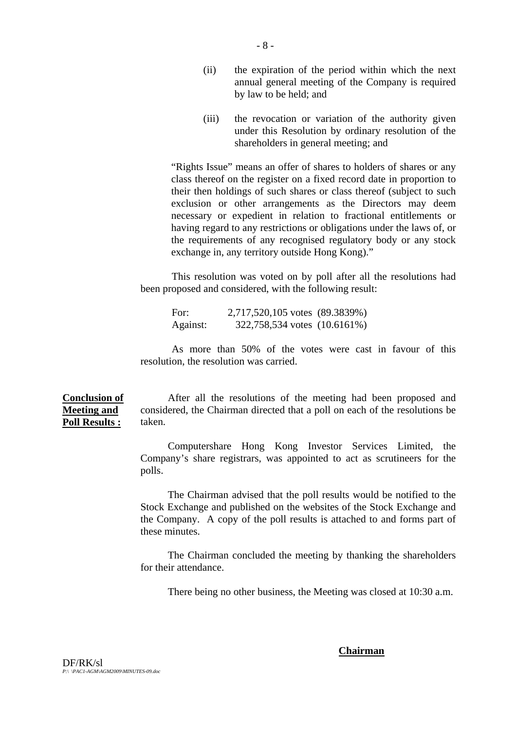(ii) the expiration of the period within which the next annual general meeting of the Company is required by law to be held; and

(iii) the revocation or variation of the authority given under this Resolution by ordinary resolution of the shareholders in general meeting; and

"Rights Issue" means an offer of shares to holders of shares or any class thereof on the register on a fixed record date in proportion to their then holdings of such shares or class thereof (subject to such exclusion or other arrangements as the Directors may deem necessary or expedient in relation to fractional entitlements or having regard to any restrictions or obligations under the laws of, or the requirements of any recognised regulatory body or any stock exchange in, any territory outside Hong Kong)."

This resolution was voted on by poll after all the resolutions had been proposed and considered, with the following result:

| | |
|---|---|
| For: | 2,717,520,105 votes (89.3839%) |
| Against: | 322,758,534 votes (10.6161%) |

As more than 50% of the votes were cast in favour of this resolution, the resolution was carried.

**Conclusion of Meeting and Poll Results :**

After all the resolutions of the meeting had been proposed and considered, the Chairman directed that a poll on each of the resolutions be taken.

Computershare Hong Kong Investor Services Limited, the Company's share registrars, was appointed to act as scrutineers for the polls.

The Chairman advised that the poll results would be notified to the Stock Exchange and published on the websites of the Stock Exchange and the Company. A copy of the poll results is attached to and forms part of these minutes.

The Chairman concluded the meeting by thanking the shareholders for their attendance.

There being no other business, the Meeting was closed at 10:30 a.m.

**Chairman**

DF/RK/sl
*P:\ \PAC1-AGM\AGM2009\MINUTES-09.doc*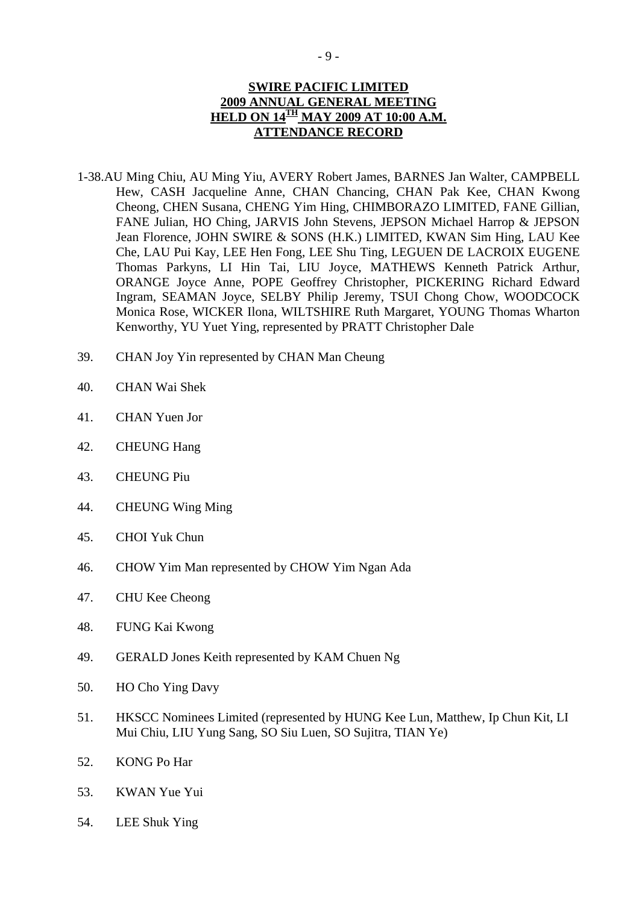**SWIRE PACIFIC LIMITED**
**2009 ANNUAL GENERAL MEETING**
**HELD ON 14TH MAY 2009 AT 10:00 A.M.**
**ATTENDANCE RECORD**

1-38. AU Ming Chiu, AU Ming Yiu, AVERY Robert James, BARNES Jan Walter, CAMPBELL Hew, CASH Jacqueline Anne, CHAN Chancing, CHAN Pak Kee, CHAN Kwong Cheong, CHEN Susana, CHENG Yim Hing, CHIMBORAZO LIMITED, FANE Gillian, FANE Julian, HO Ching, JARVIS John Stevens, JEPSON Michael Harrop & JEPSON Jean Florence, JOHN SWIRE & SONS (H.K.) LIMITED, KWAN Sim Hing, LAU Kee Che, LAU Pui Kay, LEE Hen Fong, LEE Shu Ting, LEGUEN DE LACROIX EUGENE Thomas Parkyns, LI Hin Tai, LIU Joyce, MATHEWS Kenneth Patrick Arthur, ORANGE Joyce Anne, POPE Geoffrey Christopher, PICKERING Richard Edward Ingram, SEAMAN Joyce, SELBY Philip Jeremy, TSUI Chong Chow, WOODCOCK Monica Rose, WICKER Ilona, WILTSHIRE Ruth Margaret, YOUNG Thomas Wharton Kenworthy, YU Yuet Ying, represented by PRATT Christopher Dale

39. CHAN Joy Yin represented by CHAN Man Cheung
40. CHAN Wai Shek
41. CHAN Yuen Jor
42. CHEUNG Hang
43. CHEUNG Piu
44. CHEUNG Wing Ming
45. CHOI Yuk Chun
46. CHOW Yim Man represented by CHOW Yim Ngan Ada
47. CHU Kee Cheong
48. FUNG Kai Kwong
49. GERALD Jones Keith represented by KAM Chuen Ng
50. HO Cho Ying Davy
51. HKSCC Nominees Limited (represented by HUNG Kee Lun, Matthew, Ip Chun Kit, LI Mui Chiu, LIU Yung Sang, SO Siu Luen, SO Sujitra, TIAN Ye)
52. KONG Po Har
53. KWAN Yue Yui
54. LEE Shuk Ying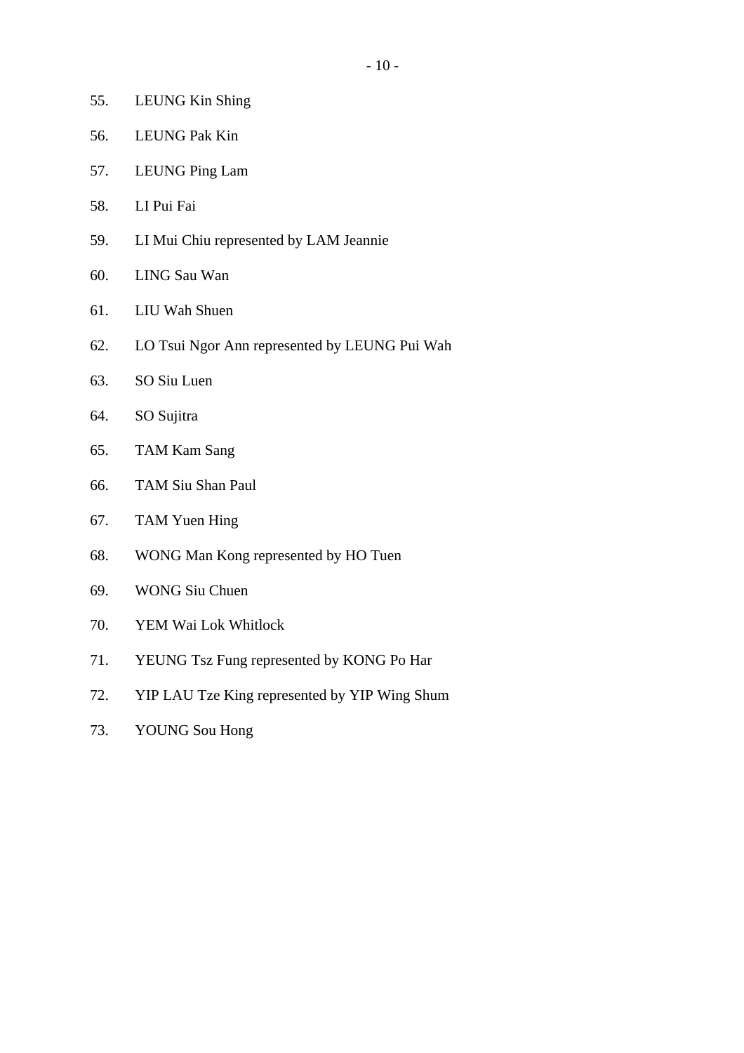55. LEUNG Kin Shing

56. LEUNG Pak Kin

57. LEUNG Ping Lam

58. LI Pui Fai

59. LI Mui Chiu represented by LAM Jeannie

60. LING Sau Wan

61. LIU Wah Shuen

62. LO Tsui Ngor Ann represented by LEUNG Pui Wah

63. SO Siu Luen

64. SO Sujitra

65. TAM Kam Sang

66. TAM Siu Shan Paul

67. TAM Yuen Hing

68. WONG Man Kong represented by HO Tuen

69. WONG Siu Chuen

70. YEM Wai Lok Whitlock

71. YEUNG Tsz Fung represented by KONG Po Har

72. YIP LAU Tze King represented by YIP Wing Shum

73. YOUNG Sou Hong